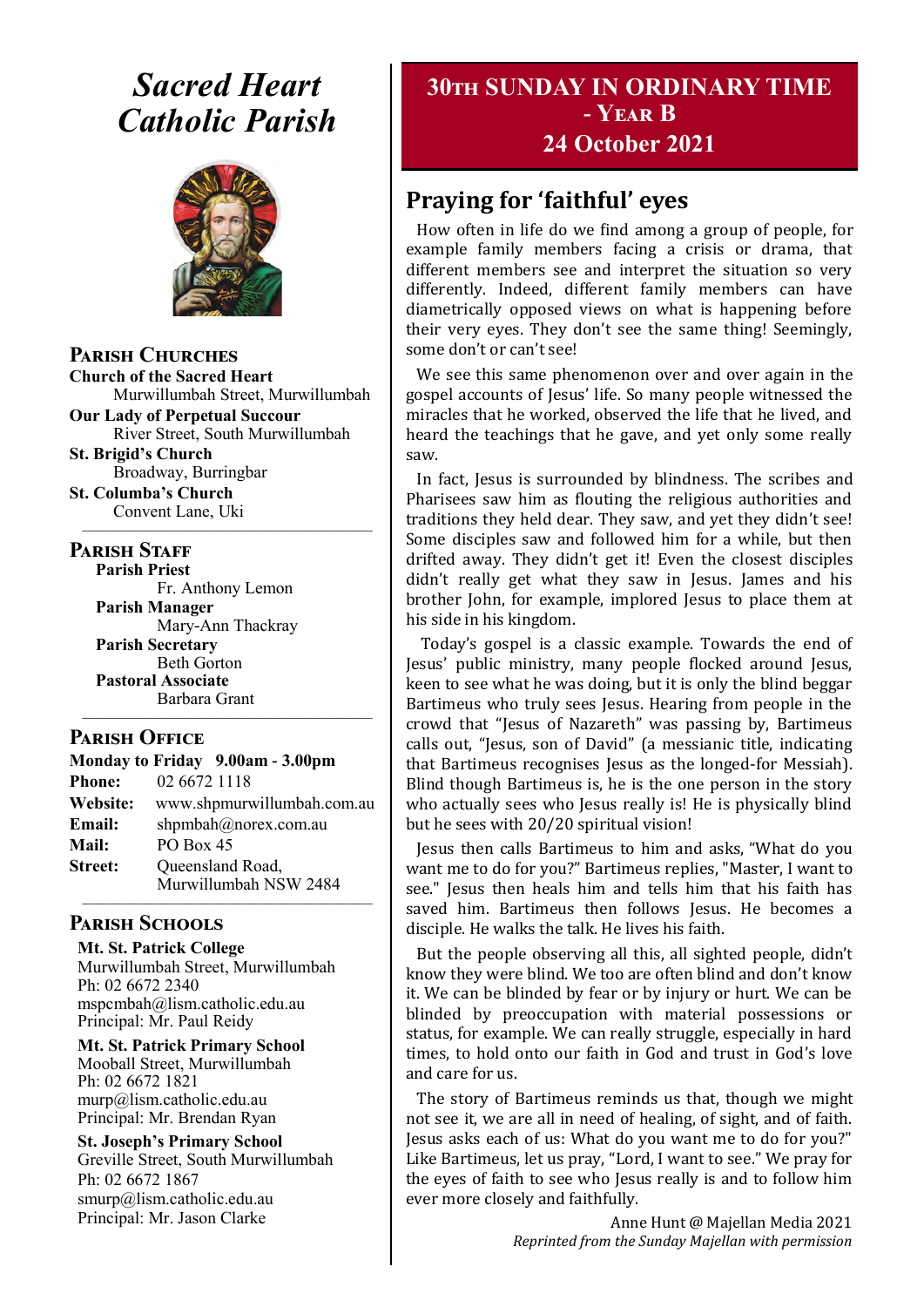# Sacred Heart Catholic Parish

## Parish Churches

**Church of the Sacred Heart**
Murwillumbah Street, Murwillumbah

**Our Lady of Perpetual Succour**
River Street, South Murwillumbah

**St. Brigid's Church**
Broadway, Burringbar

**St. Columba's Church**
Convent Lane, Uki

## Parish Staff

**Parish Priest**
Fr. Anthony Lemon

**Parish Manager**
Mary-Ann Thackray

**Parish Secretary**
Beth Gorton

**Pastoral Associate**
Barbara Grant

## Parish Office

**Monday to Friday 9.00am - 3.00pm**

**Phone:** 02 6672 1118
**Website:** www.shpmurwillumbah.com.au
**Email:** shpmbah@norex.com.au
**Mail:** PO Box 45
**Street:** Queensland Road, Murwillumbah NSW 2484

## Parish Schools

**Mt. St. Patrick College**
Murwillumbah Street, Murwillumbah
Ph: 02 6672 2340
mspcmbah@lism.catholic.edu.au
Principal: Mr. Paul Reidy

**Mt. St. Patrick Primary School**
Mooball Street, Murwillumbah
Ph: 02 6672 1821
murp@lism.catholic.edu.au
Principal: Mr. Brendan Ryan

**St. Joseph's Primary School**
Greville Street, South Murwillumbah
Ph: 02 6672 1867
smurp@lism.catholic.edu.au
Principal: Mr. Jason Clarke

# 30th Sunday in Ordinary Time - Year B
# 24 October 2021

## Praying for 'faithful' eyes

How often in life do we find among a group of people, for example family members facing a crisis or drama, that different members see and interpret the situation so very differently. Indeed, different family members can have diametrically opposed views on what is happening before their very eyes. They don't see the same thing! Seemingly, some don't or can't see!

We see this same phenomenon over and over again in the gospel accounts of Jesus' life. So many people witnessed the miracles that he worked, observed the life that he lived, and heard the teachings that he gave, and yet only some really saw.

In fact, Jesus is surrounded by blindness. The scribes and Pharisees saw him as flouting the religious authorities and traditions they held dear. They saw, and yet they didn't see! Some disciples saw and followed him for a while, but then drifted away. They didn't get it! Even the closest disciples didn't really get what they saw in Jesus. James and his brother John, for example, implored Jesus to place them at his side in his kingdom.

Today's gospel is a classic example. Towards the end of Jesus' public ministry, many people flocked around Jesus, keen to see what he was doing, but it is only the blind beggar Bartimeus who truly sees Jesus. Hearing from people in the crowd that "Jesus of Nazareth" was passing by, Bartimeus calls out, "Jesus, son of David" (a messianic title, indicating that Bartimeus recognises Jesus as the longed-for Messiah). Blind though Bartimeus is, he is the one person in the story who actually sees who Jesus really is! He is physically blind but he sees with 20/20 spiritual vision!

Jesus then calls Bartimeus to him and asks, "What do you want me to do for you?" Bartimeus replies, "Master, I want to see." Jesus then heals him and tells him that his faith has saved him. Bartimeus then follows Jesus. He becomes a disciple. He walks the talk. He lives his faith.

But the people observing all this, all sighted people, didn't know they were blind. We too are often blind and don't know it. We can be blinded by fear or by injury or hurt. We can be blinded by preoccupation with material possessions or status, for example. We can really struggle, especially in hard times, to hold onto our faith in God and trust in God's love and care for us.

The story of Bartimeus reminds us that, though we might not see it, we are all in need of healing, of sight, and of faith. Jesus asks each of us: What do you want me to do for you?" Like Bartimeus, let us pray, "Lord, I want to see." We pray for the eyes of faith to see who Jesus really is and to follow him ever more closely and faithfully.

Anne Hunt @ Majellan Media 2021
*Reprinted from the Sunday Majellan with permission*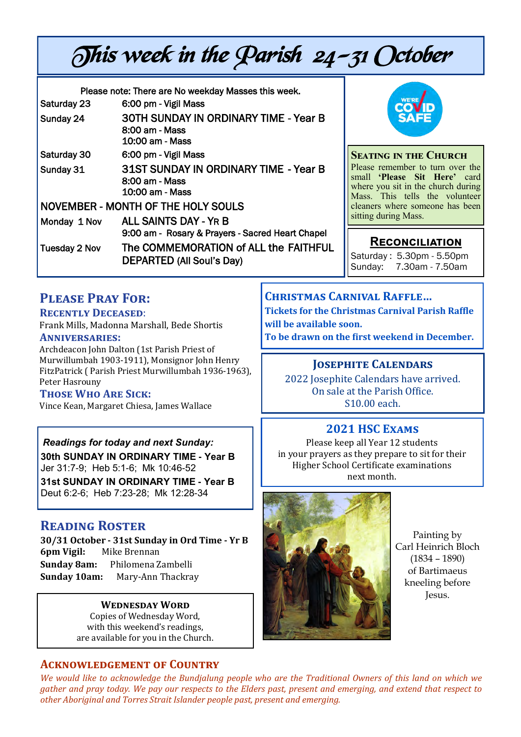# This week in the Parish 24-31 October

Please note: There are No weekday Masses this week.

| | |
|---|---|
| Saturday 23 | 6:00 pm - Vigil Mass |
| Sunday 24 | 30TH SUNDAY IN ORDINARY TIME - Year B<br>8:00 am - Mass<br>10:00 am - Mass |
| Saturday 30 | 6:00 pm - Vigil Mass |
| Sunday 31 | 31ST SUNDAY IN ORDINARY TIME - Year B<br>8:00 am - Mass<br>10:00 am - Mass |

**NOVEMBER - MONTH OF THE HOLY SOULS**

| | |
|---|---|
| Monday 1 Nov | ALL SAINTS DAY - YR B<br>9:00 am - Rosary & Prayers - Sacred Heart Chapel |
| Tuesday 2 Nov | The COMMEMORATION of ALL the FAITHFUL DEPARTED (All Soul's Day) |

WE'RE COVID SAFE

### Seating in the Church

Please remember to turn over the small **'Please Sit Here'** card where you sit in the church during Mass. This tells the volunteer cleaners where someone has been sitting during Mass.

### Reconciliation

Saturday : 5.30pm - 5.50pm
Sunday: 7.30am - 7.50am

## Please Pray For:

### Recently Deceased:

Frank Mills, Madonna Marshall, Bede Shortis

### Anniversaries:

Archdeacon John Dalton (1st Parish Priest of Murwillumbah 1903-1911), Monsignor John Henry FitzPatrick ( Parish Priest Murwillumbah 1936-1963), Peter Hasrouny

### Those Who Are Sick:

Vince Kean, Margaret Chiesa, James Wallace

### Christmas Carnival Raffle...

**Tickets for the Christmas Carnival Parish Raffle will be available soon.**
**To be drawn on the first weekend in December.**

### Josephite Calendars

2022 Josephite Calendars have arrived.
On sale at the Parish Office.
$10.00 each.

### 2021 HSC Exams

Please keep all Year 12 students in your prayers as they prepare to sit for their Higher School Certificate examinations next month.

***Readings for today and next Sunday:***

**30th SUNDAY IN ORDINARY TIME - Year B**
Jer 31:7-9; Heb 5:1-6; Mk 10:46-52

**31st SUNDAY IN ORDINARY TIME - Year B**
Deut 6:2-6; Heb 7:23-28; Mk 12:28-34

## Reading Roster

**30/31 October - 31st Sunday in Ord Time - Yr B**

**6pm Vigil:** Mike Brennan
**Sunday 8am:** Philomena Zambelli
**Sunday 10am:** Mary-Ann Thackray

### Wednesday Word

Copies of Wednesday Word, with this weekend's readings, are available for you in the Church.

Painting by Carl Heinrich Bloch (1834 – 1890) of Bartimaeus kneeling before Jesus.

### Acknowledgement of Country

*We would like to acknowledge the Bundjalung people who are the Traditional Owners of this land on which we gather and pray today. We pay our respects to the Elders past, present and emerging, and extend that respect to other Aboriginal and Torres Strait Islander people past, present and emerging.*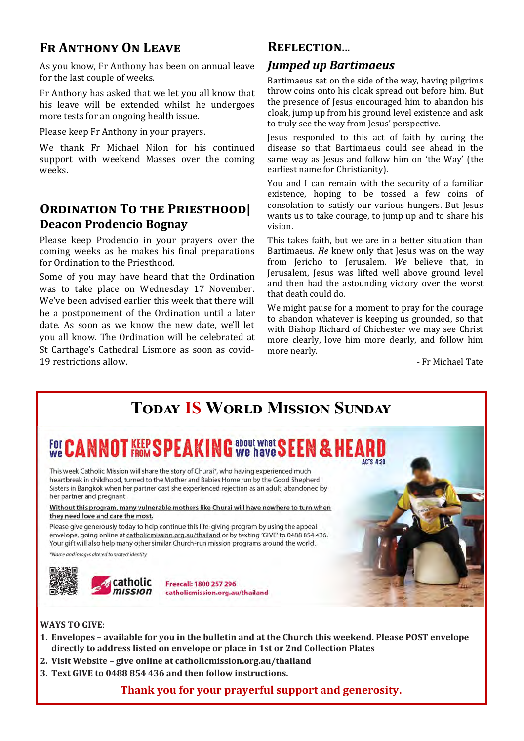## Fr Anthony On Leave

As you know, Fr Anthony has been on annual leave for the last couple of weeks.

Fr Anthony has asked that we let you all know that his leave will be extended whilst he undergoes more tests for an ongoing health issue.

Please keep Fr Anthony in your prayers.

We thank Fr Michael Nilon for his continued support with weekend Masses over the coming weeks.

## Ordination To the Priesthood| Deacon Prodencio Bognay

Please keep Prodencio in your prayers over the coming weeks as he makes his final preparations for Ordination to the Priesthood.

Some of you may have heard that the Ordination was to take place on Wednesday 17 November. We've been advised earlier this week that there will be a postponement of the Ordination until a later date. As soon as we know the new date, we'll let you all know. The Ordination will be celebrated at St Carthage's Cathedral Lismore as soon as covid-19 restrictions allow.

## Reflection...

### *Jumped up Bartimaeus*

Bartimaeus sat on the side of the way, having pilgrims throw coins onto his cloak spread out before him. But the presence of Jesus encouraged him to abandon his cloak, jump up from his ground level existence and ask to truly see the way from Jesus' perspective.

Jesus responded to this act of faith by curing the disease so that Bartimaeus could see ahead in the same way as Jesus and follow him on 'the Way' (the earliest name for Christianity).

You and I can remain with the security of a familiar existence, hoping to be tossed a few coins of consolation to satisfy our various hungers. But Jesus wants us to take courage, to jump up and to share his vision.

This takes faith, but we are in a better situation than Bartimaeus. *He* knew only that Jesus was on the way from Jericho to Jerusalem. *We* believe that, in Jerusalem, Jesus was lifted well above ground level and then had the astounding victory over the worst that death could do.

We might pause for a moment to pray for the courage to abandon whatever is keeping us grounded, so that with Bishop Richard of Chichester we may see Christ more clearly, love him more dearly, and follow him more nearly.

- Fr Michael Tate

## Today IS World Mission Sunday

**For we CANNOT KEEP FROM SPEAKING about what we have SEEN & HEARD** ACTS 4:20

This week Catholic Mission will share the story of Churai*, who having experienced much heartbreak in childhood, turned to the Mother and Babies Home run by the Good Shepherd Sisters in Bangkok when her partner cast she experienced rejection as an adult, abandoned by her partner and pregnant.

Without this program, many vulnerable mothers like Churai will have nowhere to turn when they need love and care the most.

Please give generously today to help continue this life-giving program by using the appeal envelope, going online at catholicmission.org.au/thailand or by texting 'GIVE' to 0488 854 436. Your gift will also help many other similar Church-run mission programs around the world.

*Name and images altered to protect identity

catholic mission

Freecall: 1800 257 296
catholicmission.org.au/thailand

**WAYS TO GIVE**:

1. **Envelopes – available for you in the bulletin and at the Church this weekend. Please POST envelope directly to address listed on envelope or place in 1st or 2nd Collection Plates**
2. **Visit Website – give online at catholicmission.org.au/thailand**
3. **Text GIVE to 0488 854 436 and then follow instructions.**

**Thank you for your prayerful support and generosity.**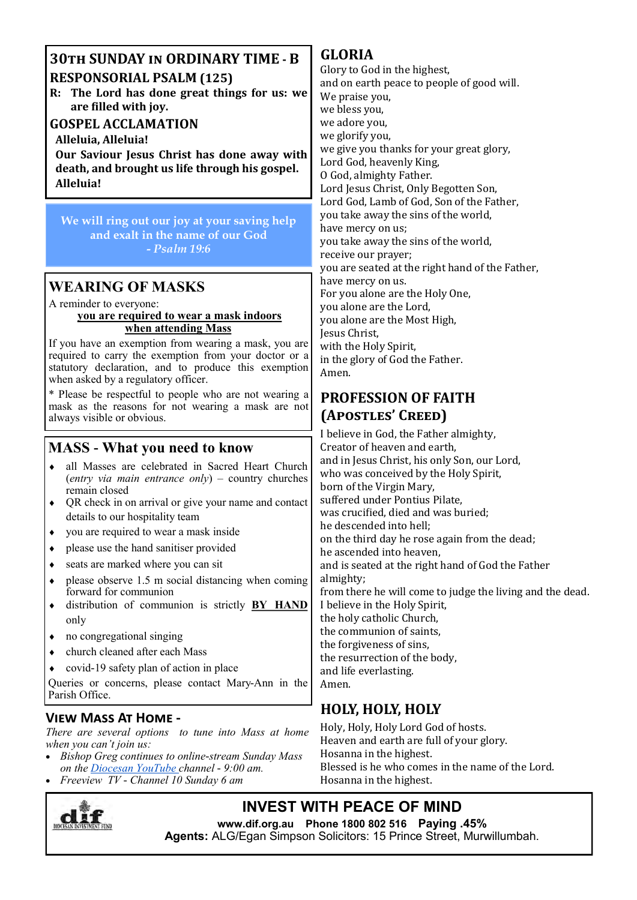## 30TH SUNDAY IN ORDINARY TIME - B

### RESPONSORIAL PSALM (125)

**R: The Lord has done great things for us: we are filled with joy.**

### GOSPEL ACCLAMATION

**Alleluia, Alleluia!**
**Our Saviour Jesus Christ has done away with death, and brought us life through his gospel.**
**Alleluia!**

We will ring out our joy at your saving help
and exalt in the name of our God
*- Psalm 19:6*

## WEARING OF MASKS

A reminder to everyone:

**you are required to wear a mask indoors when attending Mass**

If you have an exemption from wearing a mask, you are required to carry the exemption from your doctor or a statutory declaration, and to produce this exemption when asked by a regulatory officer.

\* Please be respectful to people who are not wearing a mask as the reasons for not wearing a mask are not always visible or obvious.

## MASS - What you need to know

- all Masses are celebrated in Sacred Heart Church (*entry via main entrance only*) – country churches remain closed
- QR check in on arrival or give your name and contact details to our hospitality team
- you are required to wear a mask inside
- please use the hand sanitiser provided
- seats are marked where you can sit
- please observe 1.5 m social distancing when coming forward for communion
- distribution of communion is strictly **BY HAND** only
- no congregational singing
- church cleaned after each Mass
- covid-19 safety plan of action in place

Queries or concerns, please contact Mary-Ann in the Parish Office.

## VIEW MASS AT HOME -

*There are several options to tune into Mass at home when you can't join us:*

- *Bishop Greg continues to online-stream Sunday Mass on the Diocesan YouTube channel - 9:00 am.*
- *Freeview TV - Channel 10 Sunday 6 am*

## GLORIA

Glory to God in the highest,
and on earth peace to people of good will.
We praise you,
we bless you,
we adore you,
we glorify you,
we give you thanks for your great glory,
Lord God, heavenly King,
O God, almighty Father.
Lord Jesus Christ, Only Begotten Son,
Lord God, Lamb of God, Son of the Father,
you take away the sins of the world,
have mercy on us;
you take away the sins of the world,
receive our prayer;
you are seated at the right hand of the Father,
have mercy on us.
For you alone are the Holy One,
you alone are the Lord,
you alone are the Most High,
Jesus Christ,
with the Holy Spirit,
in the glory of God the Father.
Amen.

## PROFESSION OF FAITH (APOSTLES' CREED)

I believe in God, the Father almighty,
Creator of heaven and earth,
and in Jesus Christ, his only Son, our Lord,
who was conceived by the Holy Spirit,
born of the Virgin Mary,
suffered under Pontius Pilate,
was crucified, died and was buried;
he descended into hell;
on the third day he rose again from the dead;
he ascended into heaven,
and is seated at the right hand of God the Father almighty;
from there he will come to judge the living and the dead.
I believe in the Holy Spirit,
the holy catholic Church,
the communion of saints,
the forgiveness of sins,
the resurrection of the body,
and life everlasting.
Amen.

## HOLY, HOLY, HOLY

Holy, Holy, Holy Lord God of hosts.
Heaven and earth are full of your glory.
Hosanna in the highest.
Blessed is he who comes in the name of the Lord.
Hosanna in the highest.

## INVEST WITH PEACE OF MIND

**www.dif.org.au Phone 1800 802 516 Paying .45%**

**Agents:** ALG/Egan Simpson Solicitors: 15 Prince Street, Murwillumbah.